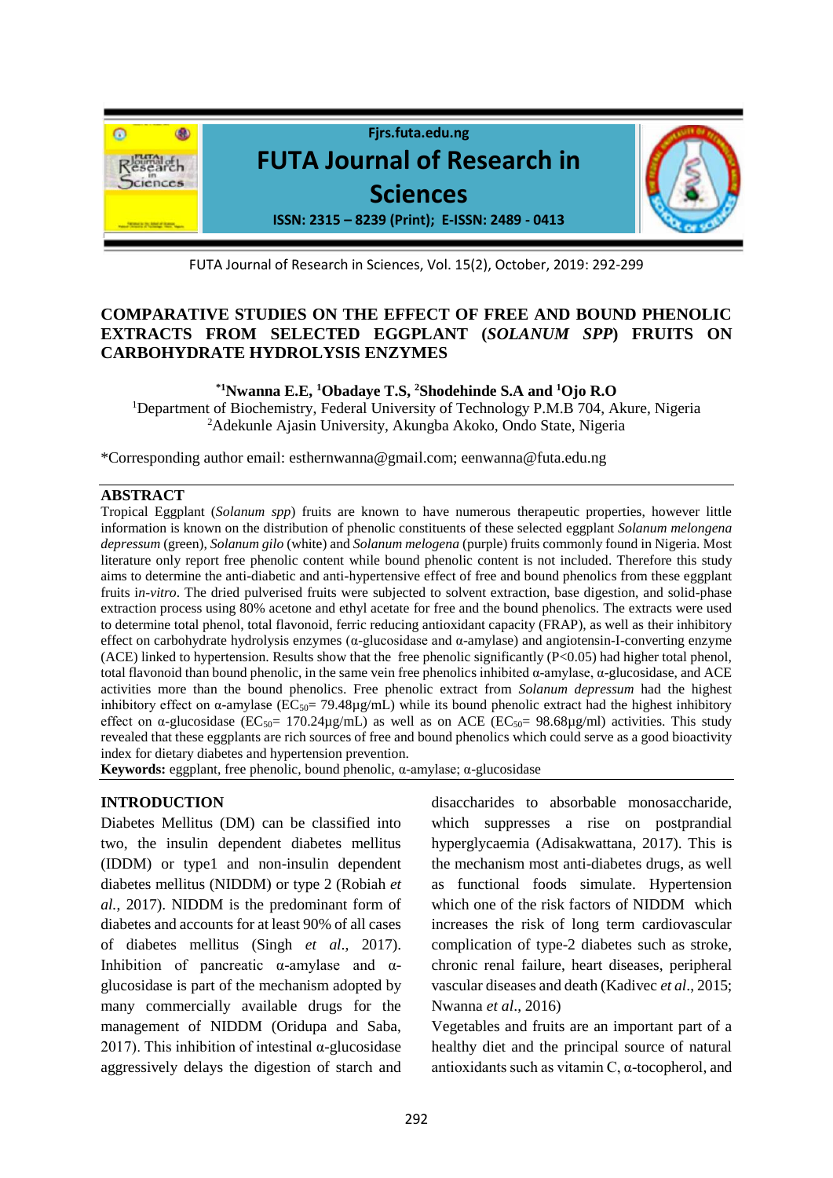# COMPARATIVE STUDIES ON THE EFFECT OF FREE AND BOUND PHENOLIC EXTRACTS FROM SELECTED EGGPLANT (*SOLANUM SPP*) FRUITS ON CARBOHYDRATE HYDROLYSIS ENZYMES

**[*1]Nwanna E.E, [1]Obadaye T.S, [2]Shodehinde S.A and [1]Ojo R.O**

[1]Department of Biochemistry, Federal University of Technology P.M.B 704, Akure, Nigeria
[2]Adekunle Ajasin University, Akungba Akoko, Ondo State, Nigeria

*Corresponding author email: esthernwanna@gmail.com; eenwanna@futa.edu.ng

## ABSTRACT

Tropical Eggplant (*Solanum spp*) fruits are known to have numerous therapeutic properties, however little information is known on the distribution of phenolic constituents of these selected eggplant *Solanum melongena depressum* (green), *Solanum gilo* (white) and *Solanum melogena* (purple) fruits commonly found in Nigeria. Most literature only report free phenolic content while bound phenolic content is not included. Therefore this study aims to determine the anti-diabetic and anti-hypertensive effect of free and bound phenolics from these eggplant fruits i*n-vitro*. The dried pulverised fruits were subjected to solvent extraction, base digestion, and solid-phase extraction process using 80% acetone and ethyl acetate for free and the bound phenolics. The extracts were used to determine total phenol, total flavonoid, ferric reducing antioxidant capacity (FRAP), as well as their inhibitory effect on carbohydrate hydrolysis enzymes (α-glucosidase and α-amylase) and angiotensin-I-converting enzyme (ACE) linked to hypertension. Results show that the free phenolic significantly ($P<0.05$) had higher total phenol, total flavonoid than bound phenolic, in the same vein free phenolics inhibited α-amylase, α-glucosidase, and ACE activities more than the bound phenolics. Free phenolic extract from *Solanum depressum* had the highest inhibitory effect on α-amylase ($EC_{50}$= 79.48μg/mL) while its bound phenolic extract had the highest inhibitory effect on α-glucosidase ($EC_{50}$= 170.24μg/mL) as well as on ACE ($EC_{50}$= 98.68μg/ml) activities. This study revealed that these eggplants are rich sources of free and bound phenolics which could serve as a good bioactivity index for dietary diabetes and hypertension prevention.

**Keywords:** eggplant, free phenolic, bound phenolic, α-amylase; α-glucosidase

## INTRODUCTION

Diabetes Mellitus (DM) can be classified into two, the insulin dependent diabetes mellitus (IDDM) or type1 and non-insulin dependent diabetes mellitus (NIDDM) or type 2 (Robiah *et al.*, 2017). NIDDM is the predominant form of diabetes and accounts for at least 90% of all cases of diabetes mellitus (Singh *et al*., 2017). Inhibition of pancreatic α-amylase and α-glucosidase is part of the mechanism adopted by many commercially available drugs for the management of NIDDM (Oridupa and Saba, 2017). This inhibition of intestinal α-glucosidase aggressively delays the digestion of starch and disaccharides to absorbable monosaccharide, which suppresses a rise on postprandial hyperglycaemia (Adisakwattana, 2017). This is the mechanism most anti-diabetes drugs, as well as functional foods simulate. Hypertension which one of the risk factors of NIDDM which increases the risk of long term cardiovascular complication of type-2 diabetes such as stroke, chronic renal failure, heart diseases, peripheral vascular diseases and death (Kadivec *et al*., 2015; Nwanna *et al*., 2016)

Vegetables and fruits are an important part of a healthy diet and the principal source of natural antioxidants such as vitamin C, α-tocopherol, and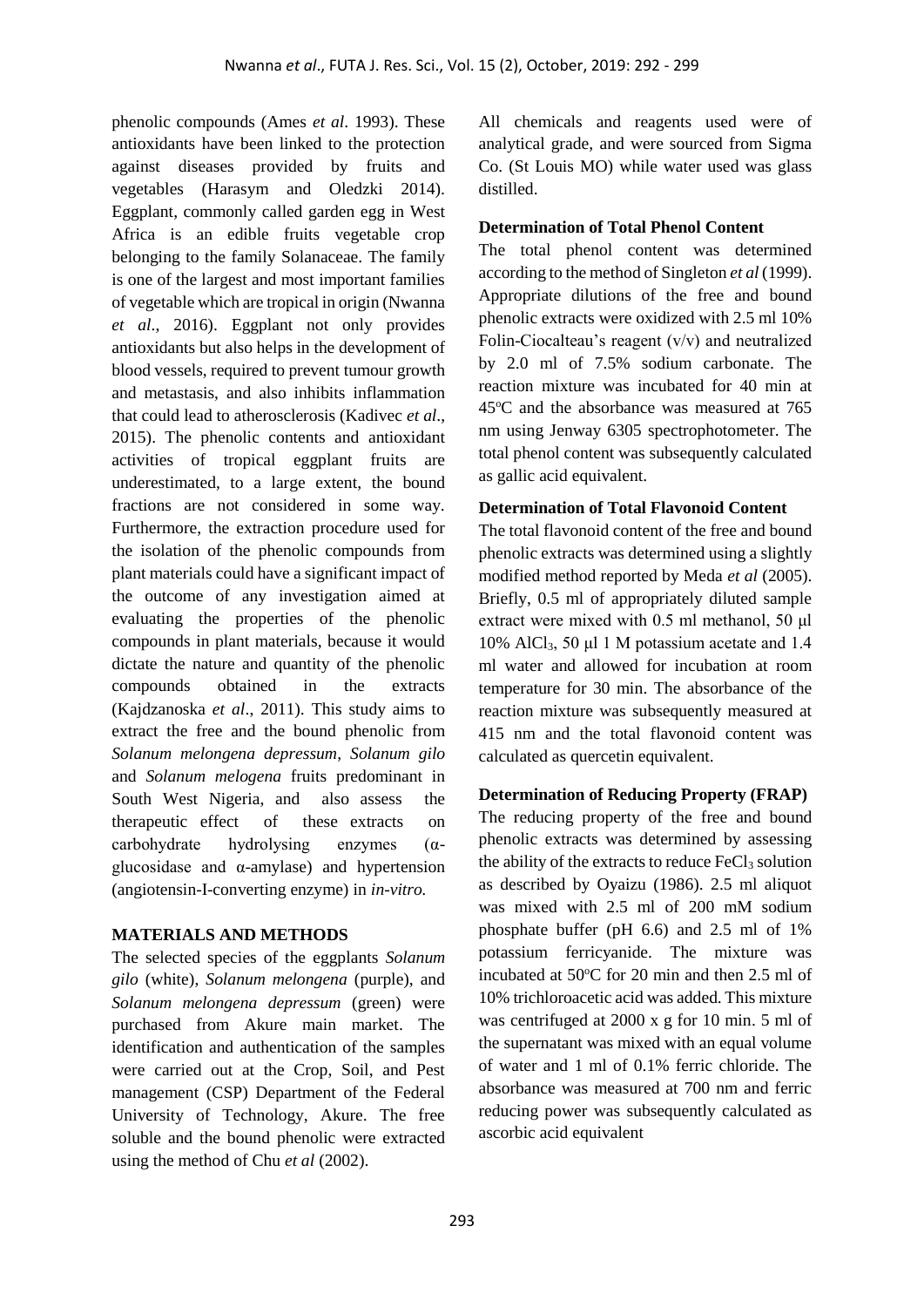phenolic compounds (Ames *et al*. 1993). These antioxidants have been linked to the protection against diseases provided by fruits and vegetables (Harasym and Oledzki 2014). Eggplant, commonly called garden egg in West Africa is an edible fruits vegetable crop belonging to the family Solanaceae. The family is one of the largest and most important families of vegetable which are tropical in origin (Nwanna *et al*., 2016). Eggplant not only provides antioxidants but also helps in the development of blood vessels, required to prevent tumour growth and metastasis, and also inhibits inflammation that could lead to atherosclerosis (Kadivec *et al*., 2015). The phenolic contents and antioxidant activities of tropical eggplant fruits are underestimated, to a large extent, the bound fractions are not considered in some way. Furthermore, the extraction procedure used for the isolation of the phenolic compounds from plant materials could have a significant impact of the outcome of any investigation aimed at evaluating the properties of the phenolic compounds in plant materials, because it would dictate the nature and quantity of the phenolic compounds obtained in the extracts (Kajdzanoska *et al*., 2011). This study aims to extract the free and the bound phenolic from *Solanum melongena depressum*, *Solanum gilo* and *Solanum melogena* fruits predominant in South West Nigeria, and also assess the therapeutic effect of these extracts on carbohydrate hydrolysing enzymes (α-glucosidase and α-amylase) and hypertension (angiotensin-I-converting enzyme) in *in-vitro.*

## MATERIALS AND METHODS

The selected species of the eggplants *Solanum gilo* (white), *Solanum melongena* (purple), and *Solanum melongena depressum* (green) were purchased from Akure main market. The identification and authentication of the samples were carried out at the Crop, Soil, and Pest management (CSP) Department of the Federal University of Technology, Akure. The free soluble and the bound phenolic were extracted using the method of Chu *et al* (2002).

All chemicals and reagents used were of analytical grade, and were sourced from Sigma Co. (St Louis MO) while water used was glass distilled.

### Determination of Total Phenol Content

The total phenol content was determined according to the method of Singleton *et al* (1999). Appropriate dilutions of the free and bound phenolic extracts were oxidized with 2.5 ml 10% Folin-Ciocalteau's reagent (v/v) and neutralized by 2.0 ml of 7.5% sodium carbonate. The reaction mixture was incubated for 40 min at 45ºC and the absorbance was measured at 765 nm using Jenway 6305 spectrophotometer. The total phenol content was subsequently calculated as gallic acid equivalent.

### Determination of Total Flavonoid Content

The total flavonoid content of the free and bound phenolic extracts was determined using a slightly modified method reported by Meda *et al* (2005). Briefly, 0.5 ml of appropriately diluted sample extract were mixed with 0.5 ml methanol, 50 μl 10% $AlCl_3$, 50 μl 1 M potassium acetate and 1.4 ml water and allowed for incubation at room temperature for 30 min. The absorbance of the reaction mixture was subsequently measured at 415 nm and the total flavonoid content was calculated as quercetin equivalent.

### Determination of Reducing Property (FRAP)

The reducing property of the free and bound phenolic extracts was determined by assessing the ability of the extracts to reduce $FeCl_3$ solution as described by Oyaizu (1986). 2.5 ml aliquot was mixed with 2.5 ml of 200 mM sodium phosphate buffer (pH 6.6) and 2.5 ml of 1% potassium ferricyanide. The mixture was incubated at 50ºC for 20 min and then 2.5 ml of 10% trichloroacetic acid was added. This mixture was centrifuged at 2000 x g for 10 min. 5 ml of the supernatant was mixed with an equal volume of water and 1 ml of 0.1% ferric chloride. The absorbance was measured at 700 nm and ferric reducing power was subsequently calculated as ascorbic acid equivalent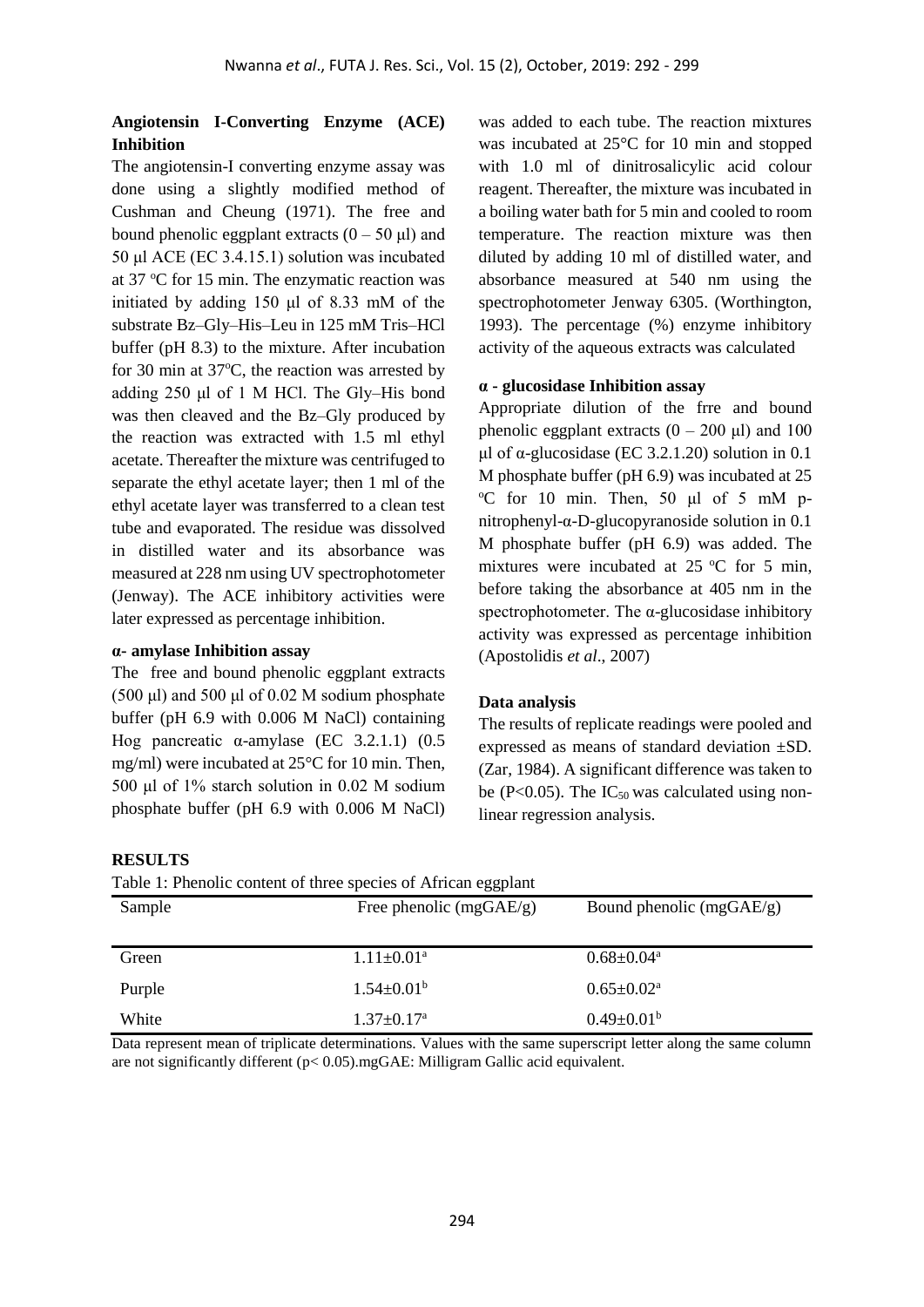## Angiotensin I-Converting Enzyme (ACE) Inhibition

The angiotensin-I converting enzyme assay was done using a slightly modified method of Cushman and Cheung (1971). The free and bound phenolic eggplant extracts (0 – 50 µl) and 50 µl ACE (EC 3.4.15.1) solution was incubated at 37 °C for 15 min. The enzymatic reaction was initiated by adding 150 µl of 8.33 mM of the substrate Bz–Gly–His–Leu in 125 mM Tris–HCl buffer (pH 8.3) to the mixture. After incubation for 30 min at 37°C, the reaction was arrested by adding 250 µl of 1 M HCl. The Gly–His bond was then cleaved and the Bz–Gly produced by the reaction was extracted with 1.5 ml ethyl acetate. Thereafter the mixture was centrifuged to separate the ethyl acetate layer; then 1 ml of the ethyl acetate layer was transferred to a clean test tube and evaporated. The residue was dissolved in distilled water and its absorbance was measured at 228 nm using UV spectrophotometer (Jenway). The ACE inhibitory activities were later expressed as percentage inhibition.

### α- amylase Inhibition assay

The free and bound phenolic eggplant extracts (500 µl) and 500 µl of 0.02 M sodium phosphate buffer (pH 6.9 with 0.006 M NaCl) containing Hog pancreatic α-amylase (EC 3.2.1.1) (0.5 mg/ml) were incubated at 25°C for 10 min. Then, 500 µl of 1% starch solution in 0.02 M sodium phosphate buffer (pH 6.9 with 0.006 M NaCl) was added to each tube. The reaction mixtures was incubated at 25°C for 10 min and stopped with 1.0 ml of dinitrosalicylic acid colour reagent. Thereafter, the mixture was incubated in a boiling water bath for 5 min and cooled to room temperature. The reaction mixture was then diluted by adding 10 ml of distilled water, and absorbance measured at 540 nm using the spectrophotometer Jenway 6305. (Worthington, 1993). The percentage (%) enzyme inhibitory activity of the aqueous extracts was calculated

### α - glucosidase Inhibition assay

Appropriate dilution of the frre and bound phenolic eggplant extracts (0 – 200 µl) and 100 µl of α-glucosidase (EC 3.2.1.20) solution in 0.1 M phosphate buffer (pH 6.9) was incubated at 25 °C for 10 min. Then, 50 µl of 5 mM p-nitrophenyl-α-D-glucopyranoside solution in 0.1 M phosphate buffer (pH 6.9) was added. The mixtures were incubated at 25 °C for 5 min, before taking the absorbance at 405 nm in the spectrophotometer. The α-glucosidase inhibitory activity was expressed as percentage inhibition (Apostolidis *et al*., 2007)

### Data analysis

The results of replicate readings were pooled and expressed as means of standard deviation ±SD. (Zar, 1984). A significant difference was taken to be ($P<0.05$). The $IC_{50}$ was calculated using non-linear regression analysis.

## RESULTS

Table 1: Phenolic content of three species of African eggplant

| Sample | Free phenolic (mgGAE/g) | Bound phenolic (mgGAE/g) |
|---|---|---|
| Green | $1.11±0.01^a$ | $0.68±0.04^a$ |
| Purple | $1.54±0.01^b$ | $0.65±0.02^a$ |
| White | $1.37±0.17^a$ | $0.49±0.01^b$ |

Data represent mean of triplicate determinations. Values with the same superscript letter along the same column are not significantly different ($p< 0.05$).mgGAE: Milligram Gallic acid equivalent.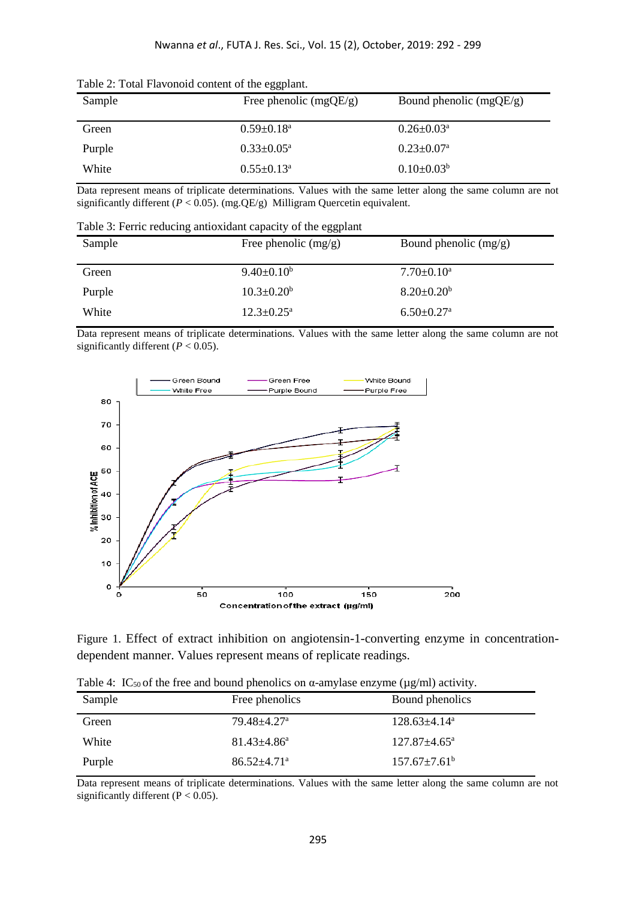Table 2: Total Flavonoid content of the eggplant.

| Sample | Free phenolic (mgQE/g) | Bound phenolic (mgQE/g) |
|---|---|---|
| Green | 0.59±0.18[a] | 0.26±0.03[a] |
| Purple | 0.33±0.05[a] | 0.23±0.07[a] |
| White | 0.55±0.13[a] | 0.10±0.03[b] |

Data represent means of triplicate determinations. Values with the same letter along the same column are not significantly different ($P < 0.05$). (mg.QE/g) Milligram Quercetin equivalent.

Table 3: Ferric reducing antioxidant capacity of the eggplant

| Sample | Free phenolic (mg/g) | Bound phenolic (mg/g) |
|---|---|---|
| Green | 9.40±0.10[b] | 7.70±0.10[a] |
| Purple | 10.3±0.20[b] | 8.20±0.20[b] |
| White | 12.3±0.25[a] | 6.50±0.27[a] |

Data represent means of triplicate determinations. Values with the same letter along the same column are not significantly different ($P < 0.05$).

Figure 1. Effect of extract inhibition on angiotensin-1-converting enzyme in concentration-dependent manner. Values represent means of replicate readings.

Table 4: $IC_{50}$ of the free and bound phenolics on α-amylase enzyme (µg/ml) activity.

| Sample | Free phenolics | Bound phenolics |
|---|---|---|
| Green | 79.48±4.27[a] | 128.63±4.14[a] |
| White | 81.43±4.86[a] | 127.87±4.65[a] |
| Purple | 86.52±4.71[a] | 157.67±7.61[b] |

Data represent means of triplicate determinations. Values with the same letter along the same column are not significantly different ($P < 0.05$).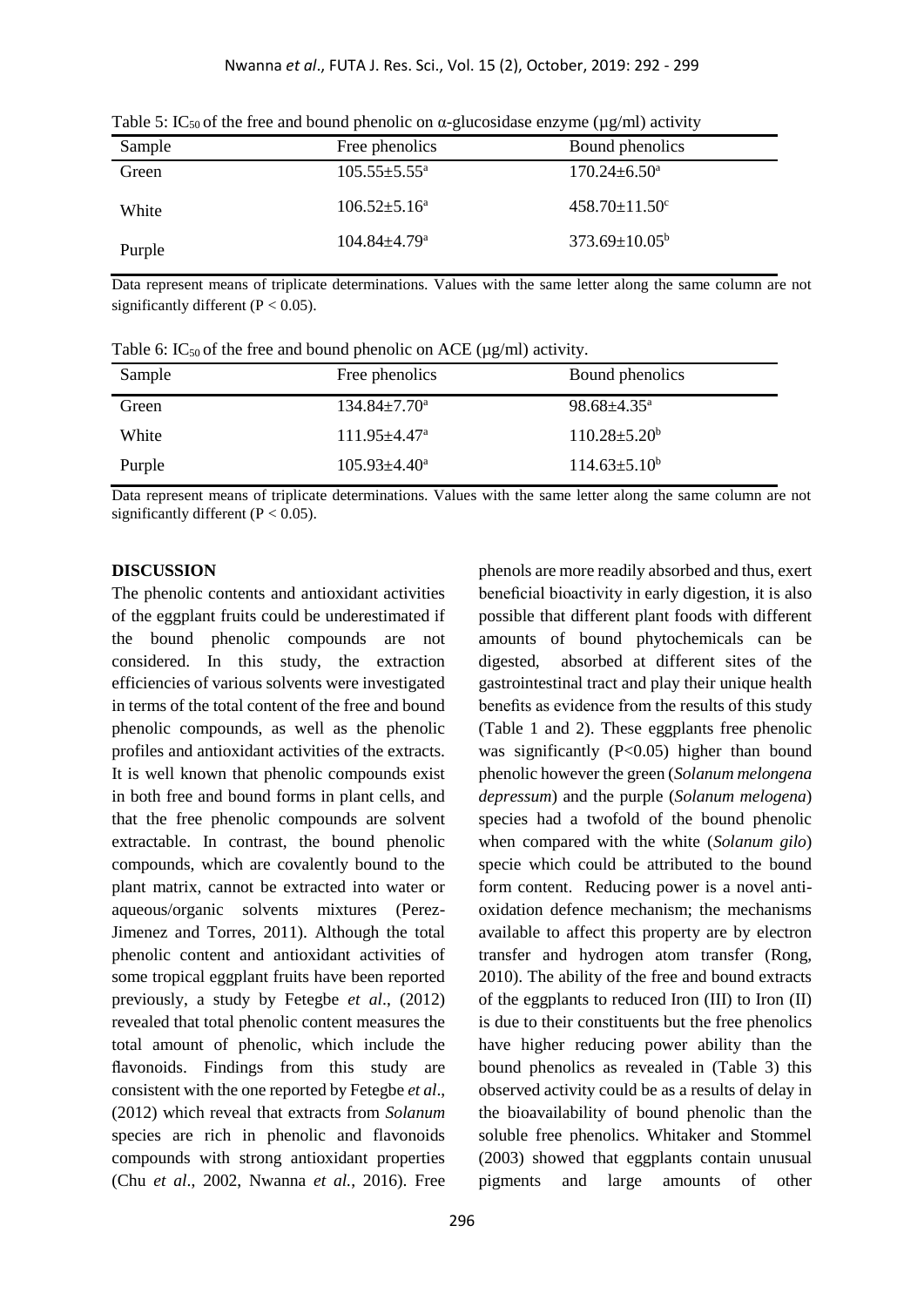Table 5: $IC_{50}$ of the free and bound phenolic on α-glucosidase enzyme (µg/ml) activity

| Sample | Free phenolics | Bound phenolics |
|---|---|---|
| Green | $105.55 \pm 5.55^a$ | $170.24 \pm 6.50^a$ |
| White | $106.52 \pm 5.16^a$ | $458.70 \pm 11.50^c$ |
| Purple | $104.84 \pm 4.79^a$ | $373.69 \pm 10.05^b$ |

Data represent means of triplicate determinations. Values with the same letter along the same column are not significantly different ($P < 0.05$).

Table 6: $IC_{50}$ of the free and bound phenolic on ACE (µg/ml) activity.

| Sample | Free phenolics | Bound phenolics |
|---|---|---|
| Green | $134.84 \pm 7.70^a$ | $98.68 \pm 4.35^a$ |
| White | $111.95 \pm 4.47^a$ | $110.28 \pm 5.20^b$ |
| Purple | $105.93 \pm 4.40^a$ | $114.63 \pm 5.10^b$ |

Data represent means of triplicate determinations. Values with the same letter along the same column are not significantly different ($P < 0.05$).

## DISCUSSION

The phenolic contents and antioxidant activities of the eggplant fruits could be underestimated if the bound phenolic compounds are not considered. In this study, the extraction efficiencies of various solvents were investigated in terms of the total content of the free and bound phenolic compounds, as well as the phenolic profiles and antioxidant activities of the extracts. It is well known that phenolic compounds exist in both free and bound forms in plant cells, and that the free phenolic compounds are solvent extractable. In contrast, the bound phenolic compounds, which are covalently bound to the plant matrix, cannot be extracted into water or aqueous/organic solvents mixtures (Perez-Jimenez and Torres, 2011). Although the total phenolic content and antioxidant activities of some tropical eggplant fruits have been reported previously, a study by Fetegbe *et al*., (2012) revealed that total phenolic content measures the total amount of phenolic, which include the flavonoids. Findings from this study are consistent with the one reported by Fetegbe *et al*., (2012) which reveal that extracts from *Solanum* species are rich in phenolic and flavonoids compounds with strong antioxidant properties (Chu *et al*., 2002, Nwanna *et al.*, 2016). Free phenols are more readily absorbed and thus, exert beneficial bioactivity in early digestion, it is also possible that different plant foods with different amounts of bound phytochemicals can be digested, absorbed at different sites of the gastrointestinal tract and play their unique health benefits as evidence from the results of this study (Table 1 and 2). These eggplants free phenolic was significantly ($P<0.05$) higher than bound phenolic however the green (*Solanum melongena depressum*) and the purple (*Solanum melogena*) species had a twofold of the bound phenolic when compared with the white (*Solanum gilo*) specie which could be attributed to the bound form content. Reducing power is a novel anti-oxidation defence mechanism; the mechanisms available to affect this property are by electron transfer and hydrogen atom transfer (Rong, 2010). The ability of the free and bound extracts of the eggplants to reduced Iron (III) to Iron (II) is due to their constituents but the free phenolics have higher reducing power ability than the bound phenolics as revealed in (Table 3) this observed activity could be as a results of delay in the bioavailability of bound phenolic than the soluble free phenolics. Whitaker and Stommel (2003) showed that eggplants contain unusual pigments and large amounts of other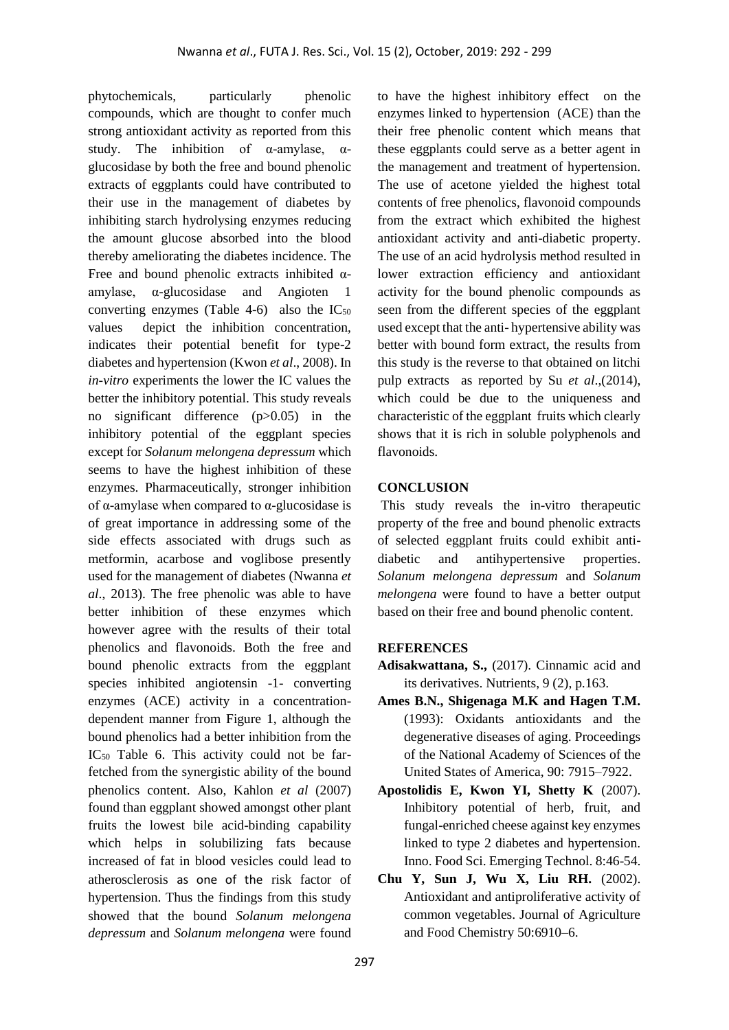phytochemicals, particularly phenolic compounds, which are thought to confer much strong antioxidant activity as reported from this study. The inhibition of α-amylase, α-glucosidase by both the free and bound phenolic extracts of eggplants could have contributed to their use in the management of diabetes by inhibiting starch hydrolysing enzymes reducing the amount glucose absorbed into the blood thereby ameliorating the diabetes incidence. The Free and bound phenolic extracts inhibited α-amylase, α-glucosidase and Angioten 1 converting enzymes (Table 4-6) also the $IC_{50}$ values depict the inhibition concentration, indicates their potential benefit for type-2 diabetes and hypertension (Kwon *et al*., 2008). In *in-vitro* experiments the lower the IC values the better the inhibitory potential. This study reveals no significant difference ($p>0.05$) in the inhibitory potential of the eggplant species except for *Solanum melongena depressum* which seems to have the highest inhibition of these enzymes. Pharmaceutically, stronger inhibition of α-amylase when compared to α-glucosidase is of great importance in addressing some of the side effects associated with drugs such as metformin, acarbose and voglibose presently used for the management of diabetes (Nwanna *et al*., 2013). The free phenolic was able to have better inhibition of these enzymes which however agree with the results of their total phenolics and flavonoids. Both the free and bound phenolic extracts from the eggplant species inhibited angiotensin -1- converting enzymes (ACE) activity in a concentration-dependent manner from Figure 1, although the bound phenolics had a better inhibition from the $IC_{50}$ Table 6. This activity could not be far-fetched from the synergistic ability of the bound phenolics content. Also, Kahlon *et al* (2007) found than eggplant showed amongst other plant fruits the lowest bile acid-binding capability which helps in solubilizing fats because increased of fat in blood vesicles could lead to atherosclerosis as one of the risk factor of hypertension. Thus the findings from this study showed that the bound *Solanum melongena depressum* and *Solanum melongena* were found to have the highest inhibitory effect on the enzymes linked to hypertension (ACE) than the their free phenolic content which means that these eggplants could serve as a better agent in the management and treatment of hypertension. The use of acetone yielded the highest total contents of free phenolics, flavonoid compounds from the extract which exhibited the highest antioxidant activity and anti-diabetic property. The use of an acid hydrolysis method resulted in lower extraction efficiency and antioxidant activity for the bound phenolic compounds as seen from the different species of the eggplant used except that the anti- hypertensive ability was better with bound form extract, the results from this study is the reverse to that obtained on litchi pulp extracts as reported by Su *et al*.,(2014), which could be due to the uniqueness and characteristic of the eggplant fruits which clearly shows that it is rich in soluble polyphenols and flavonoids.

## CONCLUSION

This study reveals the in-vitro therapeutic property of the free and bound phenolic extracts of selected eggplant fruits could exhibit anti-diabetic and antihypertensive properties. *Solanum melongena depressum* and *Solanum melongena* were found to have a better output based on their free and bound phenolic content.

## REFERENCES

**Adisakwattana, S.,** (2017). Cinnamic acid and its derivatives. Nutrients, 9 (2), p.163.

**Ames B.N., Shigenaga M.K and Hagen T.M.** (1993): Oxidants antioxidants and the degenerative diseases of aging. Proceedings of the National Academy of Sciences of the United States of America, 90: 7915–7922.

**Apostolidis E, Kwon YI, Shetty K** (2007). Inhibitory potential of herb, fruit, and fungal-enriched cheese against key enzymes linked to type 2 diabetes and hypertension. Inno. Food Sci. Emerging Technol. 8:46-54.

**Chu Y, Sun J, Wu X, Liu RH.** (2002). Antioxidant and antiproliferative activity of common vegetables. Journal of Agriculture and Food Chemistry 50:6910–6.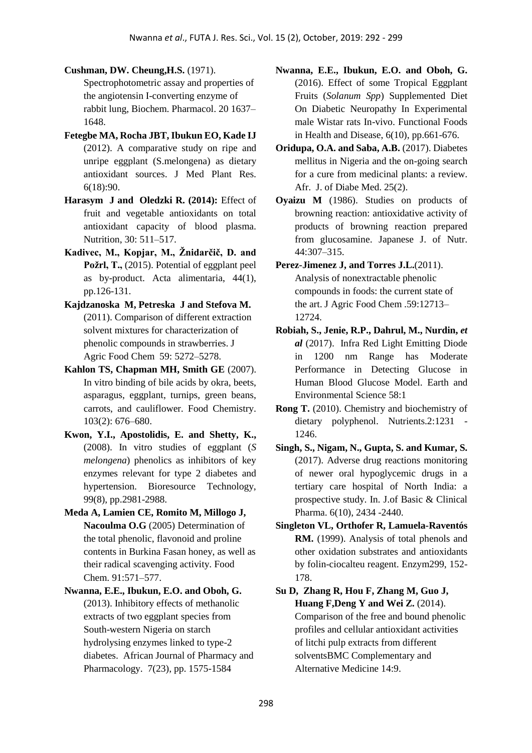**Cushman, DW. Cheung,H.S.** (1971). Spectrophotometric assay and properties of the angiotensin I-converting enzyme of rabbit lung, Biochem. Pharmacol. 20 1637–1648.

**Fetegbe MA, Rocha JBT, Ibukun EO, Kade IJ** (2012). A comparative study on ripe and unripe eggplant (S.melongena) as dietary antioxidant sources. J Med Plant Res. 6(18):90.

**Harasym J and Oledzki R. (2014):** Effect of fruit and vegetable antioxidants on total antioxidant capacity of blood plasma. Nutrition, 30: 511–517.

**Kadivec, M., Kopjar, M., Žnidarčič, D. and Požrl, T.,** (2015). Potential of eggplant peel as by-product. Acta alimentaria, 44(1), pp.126-131.

**Kajdzanoska M, Petreska J and Stefova M.** (2011). Comparison of different extraction solvent mixtures for characterization of phenolic compounds in strawberries. J Agric Food Chem 59: 5272–5278.

**Kahlon TS, Chapman MH, Smith GE** (2007). In vitro binding of bile acids by okra, beets, asparagus, eggplant, turnips, green beans, carrots, and cauliflower. Food Chemistry. 103(2): 676–680.

**Kwon, Y.I., Apostolidis, E. and Shetty, K.,** (2008). In vitro studies of eggplant (*S melongena*) phenolics as inhibitors of key enzymes relevant for type 2 diabetes and hypertension. Bioresource Technology, 99(8), pp.2981-2988.

**Meda A, Lamien CE, Romito M, Millogo J, Nacoulma O.G** (2005) Determination of the total phenolic, flavonoid and proline contents in Burkina Fasan honey, as well as their radical scavenging activity. Food Chem. 91:571–577.

**Nwanna, E.E., Ibukun, E.O. and Oboh, G.** (2013). Inhibitory effects of methanolic extracts of two eggplant species from South-western Nigeria on starch hydrolysing enzymes linked to type-2 diabetes. African Journal of Pharmacy and Pharmacology. 7(23), pp. 1575-1584

**Nwanna, E.E., Ibukun, E.O. and Oboh, G.** (2016). Effect of some Tropical Eggplant Fruits (*Solanum Spp*) Supplemented Diet On Diabetic Neuropathy In Experimental male Wistar rats In-vivo. Functional Foods in Health and Disease, 6(10), pp.661-676.

**Oridupa, O.A. and Saba, A.B.** (2017). Diabetes mellitus in Nigeria and the on-going search for a cure from medicinal plants: a review. Afr. J. of Diabe Med. 25(2).

**Oyaizu M** (1986). Studies on products of browning reaction: antioxidative activity of products of browning reaction prepared from glucosamine. Japanese J. of Nutr. 44:307–315.

**Perez-Jimenez J, and Torres J.L.**(2011). Analysis of nonextractable phenolic compounds in foods: the current state of the art. J Agric Food Chem .59:12713–12724.

**Robiah, S., Jenie, R.P., Dahrul, M., Nurdin, *et al*** (2017). Infra Red Light Emitting Diode in 1200 nm Range has Moderate Performance in Detecting Glucose in Human Blood Glucose Model. Earth and Environmental Science 58:1

**Rong T.** (2010). Chemistry and biochemistry of dietary polyphenol. Nutrients.2:1231 - 1246.

**Singh, S., Nigam, N., Gupta, S. and Kumar, S.** (2017). Adverse drug reactions monitoring of newer oral hypoglycemic drugs in a tertiary care hospital of North India: a prospective study. In. J.of Basic & Clinical Pharma. 6(10), 2434 -2440.

**Singleton VL, Orthofer R, Lamuela-Raventós RM.** (1999). Analysis of total phenols and other oxidation substrates and antioxidants by folin-ciocalteu reagent. Enzym299, 152-178.

**Su D, Zhang R, Hou F, Zhang M, Guo J, Huang F,Deng Y and Wei Z.** (2014). Comparison of the free and bound phenolic profiles and cellular antioxidant activities of litchi pulp extracts from different solventsBMC Complementary and Alternative Medicine 14:9.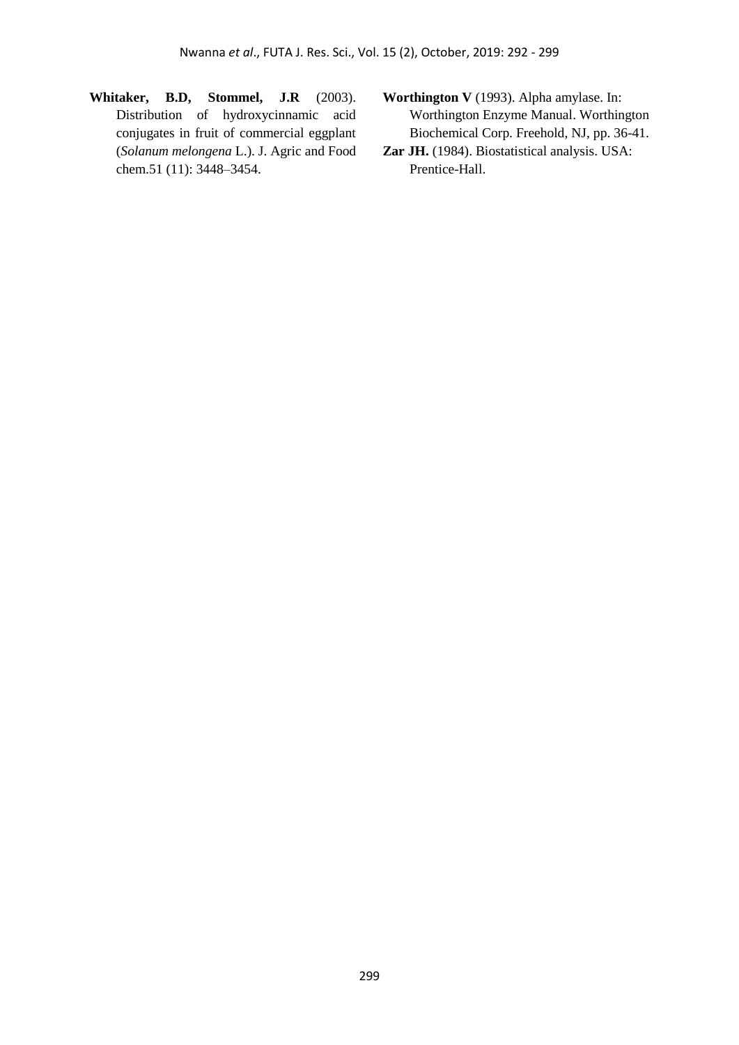**Whitaker, B.D, Stommel, J.R** (2003). Distribution of hydroxycinnamic acid conjugates in fruit of commercial eggplant (*Solanum melongena* L.). J. Agric and Food chem.51 (11): 3448–3454.

**Worthington V** (1993). Alpha amylase. In: Worthington Enzyme Manual. Worthington Biochemical Corp. Freehold, NJ, pp. 36-41.

**Zar JH.** (1984). Biostatistical analysis. USA: Prentice-Hall.